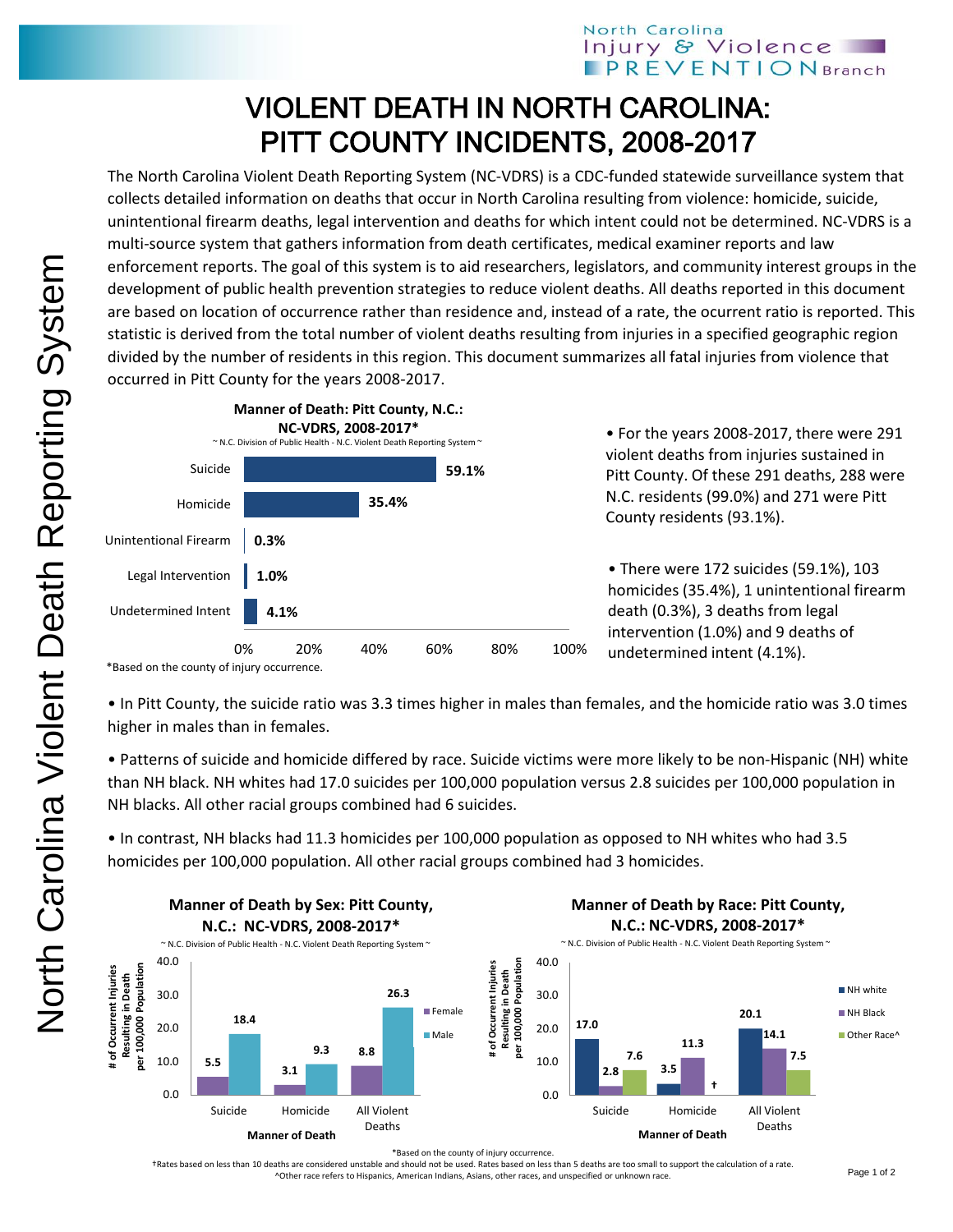# VIOLENT DEATH IN NORTH CAROLINA: PITT COUNTY INCIDENTS, 2008-2017

The North Carolina Violent Death Reporting System (NC-VDRS) is a CDC-funded statewide surveillance system that collects detailed information on deaths that occur in North Carolina resulting from violence: homicide, suicide, unintentional firearm deaths, legal intervention and deaths for which intent could not be determined. NC-VDRS is a multi-source system that gathers information from death certificates, medical examiner reports and law enforcement reports. The goal of this system is to aid researchers, legislators, and community interest groups in the development of public health prevention strategies to reduce violent deaths. All deaths reported in this document are based on location of occurrence rather than residence and, instead of a rate, the ocurrent ratio is reported. This statistic is derived from the total number of violent deaths resulting from injuries in a specified geographic region divided by the number of residents in this region. This document summarizes all fatal injuries from violence that occurred in Pitt County for the years 2008-2017.

**Manner of Death: Pitt County, N.C.: NC-VDRS, 2008-2017***

~ N.C. Division of Public Health - N.C. Violent Death Reporting System ~

| Manner of Death | Percent |
|---|---|
| Suicide | 59.1% |
| Homicide | 35.4% |
| Unintentional Firearm | 0.3% |
| Legal Intervention | 1.0% |
| Undetermined Intent | 4.1% |

*Based on the county of injury occurrence.

- For the years 2008-2017, there were 291 violent deaths from injuries sustained in Pitt County. Of these 291 deaths, 288 were N.C. residents (99.0%) and 271 were Pitt County residents (93.1%).
- There were 172 suicides (59.1%), 103 homicides (35.4%), 1 unintentional firearm death (0.3%), 3 deaths from legal intervention (1.0%) and 9 deaths of undetermined intent (4.1%).
- In Pitt County, the suicide ratio was 3.3 times higher in males than females, and the homicide ratio was 3.0 times higher in males than in females.
- Patterns of suicide and homicide differed by race. Suicide victims were more likely to be non-Hispanic (NH) white than NH black. NH whites had 17.0 suicides per 100,000 population versus 2.8 suicides per 100,000 population in NH blacks. All other racial groups combined had 6 suicides.
- In contrast, NH blacks had 11.3 homicides per 100,000 population as opposed to NH whites who had 3.5 homicides per 100,000 population. All other racial groups combined had 3 homicides.

**Manner of Death by Sex: Pitt County, N.C.: NC-VDRS, 2008-2017***

~ N.C. Division of Public Health - N.C. Violent Death Reporting System ~

\# of Occurrent Injuries Resulting in Death per 100,000 Population

| Manner of Death | Female | Male |
|---|---|---|
| Suicide | 5.5 | 18.4 |
| Homicide | 3.1 | 9.3 |
| All Violent Deaths | 8.8 | 26.3 |

**Manner of Death by Race: Pitt County, N.C.: NC-VDRS, 2008-2017***

~ N.C. Division of Public Health - N.C. Violent Death Reporting System ~

\# of Occurrent Injuries Resulting in Death per 100,000 Population

| Manner of Death | NH white | NH Black | Other Race^ |
|---|---|---|---|
| Suicide | 17.0 | 2.8 | 7.6 |
| Homicide | 3.5 | 11.3 | † |
| All Violent Deaths | 20.1 | 14.1 | 7.5 |

*Based on the county of injury occurrence.

†Rates based on less than 10 deaths are considered unstable and should not be used. Rates based on less than 5 deaths are too small to support the calculation of a rate.

^Other race refers to Hispanics, American Indians, Asians, other races, and unspecified or unknown race.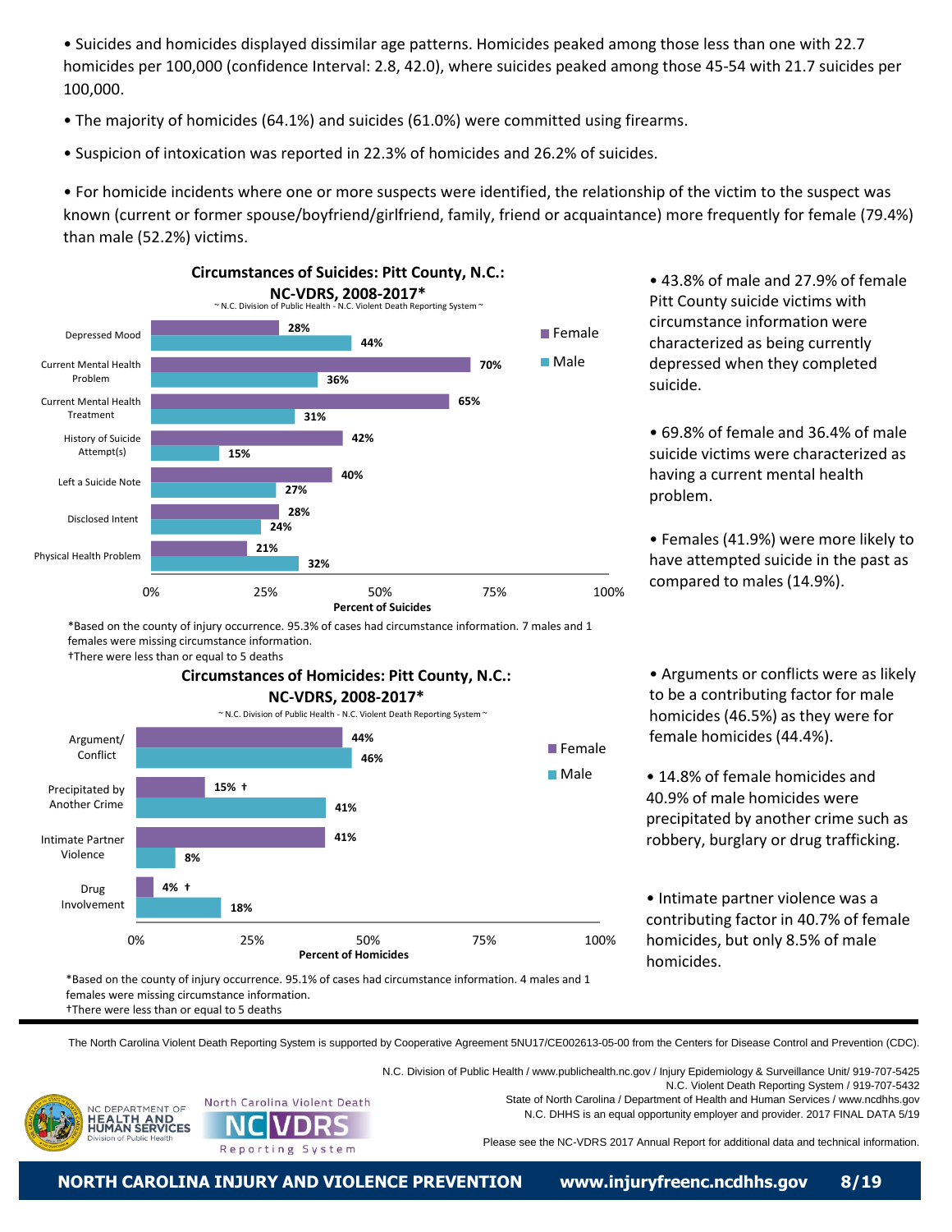• Suicides and homicides displayed dissimilar age patterns. Homicides peaked among those less than one with 22.7 homicides per 100,000 (confidence Interval: 2.8, 42.0), where suicides peaked among those 45-54 with 21.7 suicides per 100,000.

• The majority of homicides (64.1%) and suicides (61.0%) were committed using firearms.

• Suspicion of intoxication was reported in 22.3% of homicides and 26.2% of suicides.

• For homicide incidents where one or more suspects were identified, the relationship of the victim to the suspect was known (current or former spouse/boyfriend/girlfriend, family, friend or acquaintance) more frequently for female (79.4%) than male (52.2%) victims.

**Circumstances of Suicides: Pitt County, N.C.: NC-VDRS, 2008-2017***

~ N.C. Division of Public Health - N.C. Violent Death Reporting System ~

Female
Male

Depressed Mood 28% 44%
Current Mental Health Problem 70% 36%
Current Mental Health Treatment 65% 31%
History of Suicide Attempt(s) 42% 15%
Left a Suicide Note 40% 27%
Disclosed Intent 28% 24%
Physical Health Problem 21% 32%

0% 25% 50% 75% 100%
Percent of Suicides

*Based on the county of injury occurrence. 95.3% of cases had circumstance information. 7 males and 1 females were missing circumstance information.
†There were less than or equal to 5 deaths

• 43.8% of male and 27.9% of female Pitt County suicide victims with circumstance information were characterized as being currently depressed when they completed suicide.

• 69.8% of female and 36.4% of male suicide victims were characterized as having a current mental health problem.

• Females (41.9%) were more likely to have attempted suicide in the past as compared to males (14.9%).

**Circumstances of Homicides: Pitt County, N.C.: NC-VDRS, 2008-2017***

~ N.C. Division of Public Health - N.C. Violent Death Reporting System ~

Female
Male

Argument/ Conflict 44% 46%
Precipitated by Another Crime 15% † 41%
Intimate Partner Violence 41% 8%
Drug Involvement 4% † 18%

0% 25% 50% 75% 100%
Percent of Homicides

*Based on the county of injury occurrence. 95.1% of cases had circumstance information. 4 males and 1 females were missing circumstance information.
†There were less than or equal to 5 deaths

• Arguments or conflicts were as likely to be a contributing factor for male homicides (46.5%) as they were for female homicides (44.4%).

• 14.8% of female homicides and 40.9% of male homicides were precipitated by another crime such as robbery, burglary or drug trafficking.

• Intimate partner violence was a contributing factor in 40.7% of female homicides, but only 8.5% of male homicides.

The North Carolina Violent Death Reporting System is supported by Cooperative Agreement 5NU17/CE002613-05-00 from the Centers for Disease Control and Prevention (CDC).

N.C. Division of Public Health / www.publichealth.nc.gov / Injury Epidemiology & Surveillance Unit/ 919-707-5425
N.C. Violent Death Reporting System / 919-707-5432
State of North Carolina / Department of Health and Human Services / www.ncdhhs.gov
N.C. DHHS is an equal opportunity employer and provider. 2017 FINAL DATA 5/19

Please see the NC-VDRS 2017 Annual Report for additional data and technical information.

NC DEPARTMENT OF HEALTH AND HUMAN SERVICES Division of Public Health

North Carolina Violent Death NC VDRS Reporting System

**NORTH CAROLINA INJURY AND VIOLENCE PREVENTION www.injuryfreenc.ncdhhs.gov 8/19**